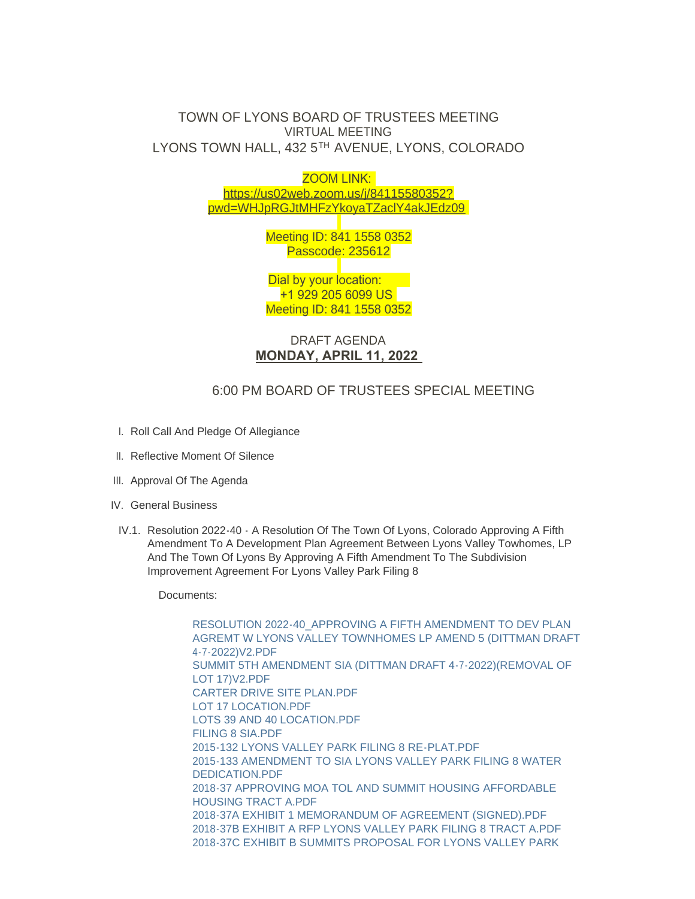# TOWN OF LYONS BOARD OF TRUSTEES MEETING

VIRTUAL MEETING

LYONS TOWN HALL, 432 5TH AVENUE, LYONS, COLORADO

ZOOM LINK:
https://us02web.zoom.us/j/84115580352?pwd=WHJpRGJtMHFzYkoyaTZaclY4akJEdz09

Meeting ID: 841 1558 0352
Passcode: 235612

Dial by your location:
+1 929 205 6099 US
Meeting ID: 841 1558 0352

DRAFT AGENDA

**MONDAY, APRIL 11, 2022**

## 6:00 PM BOARD OF TRUSTEES SPECIAL MEETING

I. Roll Call And Pledge Of Allegiance

II. Reflective Moment Of Silence

III. Approval Of The Agenda

IV. General Business

IV.1. Resolution 2022-40 - A Resolution Of The Town Of Lyons, Colorado Approving A Fifth Amendment To A Development Plan Agreement Between Lyons Valley Towhomes, LP And The Town Of Lyons By Approving A Fifth Amendment To The Subdivision Improvement Agreement For Lyons Valley Park Filing 8

Documents:

RESOLUTION 2022-40_APPROVING A FIFTH AMENDMENT TO DEV PLAN AGREMT W LYONS VALLEY TOWNHOMES LP AMEND 5 (DITTMAN DRAFT 4-7-2022)V2.PDF
SUMMIT 5TH AMENDMENT SIA (DITTMAN DRAFT 4-7-2022)(REMOVAL OF LOT 17)V2.PDF
CARTER DRIVE SITE PLAN.PDF
LOT 17 LOCATION.PDF
LOTS 39 AND 40 LOCATION.PDF
FILING 8 SIA.PDF
2015-132 LYONS VALLEY PARK FILING 8 RE-PLAT.PDF
2015-133 AMENDMENT TO SIA LYONS VALLEY PARK FILING 8 WATER DEDICATION.PDF
2018-37 APPROVING MOA TOL AND SUMMIT HOUSING AFFORDABLE HOUSING TRACT A.PDF
2018-37A EXHIBIT 1 MEMORANDUM OF AGREEMENT (SIGNED).PDF
2018-37B EXHIBIT A RFP LYONS VALLEY PARK FILING 8 TRACT A.PDF
2018-37C EXHIBIT B SUMMITS PROPOSAL FOR LYONS VALLEY PARK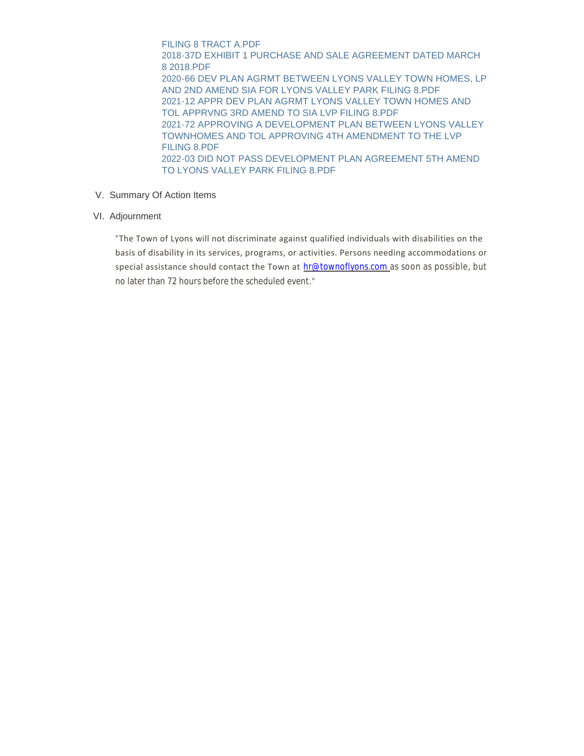FILING 8 TRACT A.PDF
2018-37D EXHIBIT 1 PURCHASE AND SALE AGREEMENT DATED MARCH 8 2018.PDF
2020-66 DEV PLAN AGRMT BETWEEN LYONS VALLEY TOWN HOMES, LP AND 2ND AMEND SIA FOR LYONS VALLEY PARK FILING 8.PDF
2021-12 APPR DEV PLAN AGRMT LYONS VALLEY TOWN HOMES AND TOL APPRVNG 3RD AMEND TO SIA LVP FILING 8.PDF
2021-72 APPROVING A DEVELOPMENT PLAN BETWEEN LYONS VALLEY TOWNHOMES AND TOL APPROVING 4TH AMENDMENT TO THE LVP FILING 8.PDF
2022-03 DID NOT PASS DEVELOPMENT PLAN AGREEMENT 5TH AMEND TO LYONS VALLEY PARK FILING 8.PDF

V. Summary Of Action Items

VI. Adjournment

"The Town of Lyons will not discriminate against qualified individuals with disabilities on the basis of disability in its services, programs, or activities. Persons needing accommodations or special assistance should contact the Town at hr@townoflyons.com as soon as possible, but no later than 72 hours before the scheduled event."